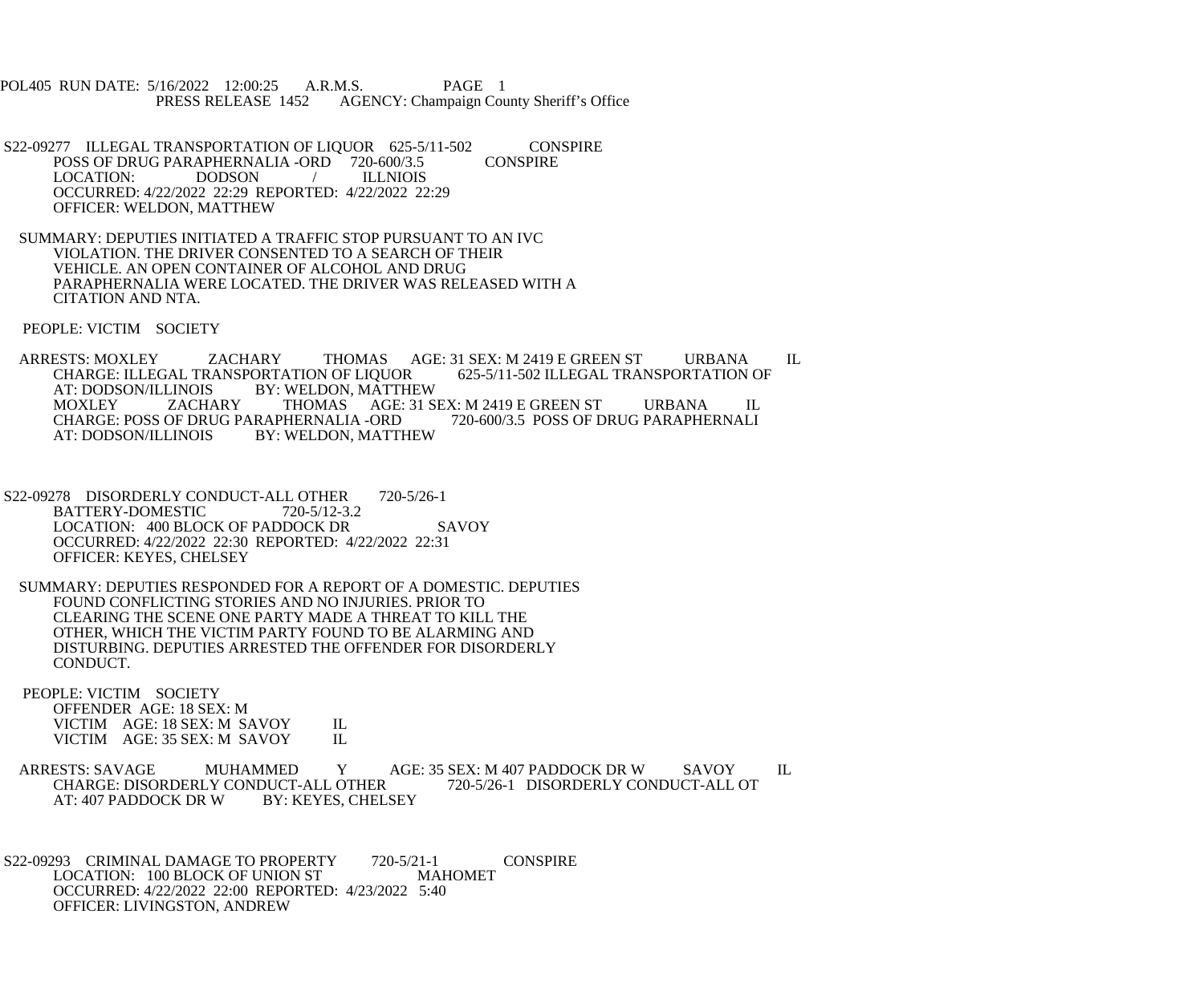POL405 RUN DATE: 5/16/2022 12:00:25 A.R.M.S. PAGE 1
PRESS RELEASE 1452 AGENCY: Champaign County Sheriff's Office

S22-09277 ILLEGAL TRANSPORTATION OF LIQUOR 625-5/11-502 CONSPIRE
POSS OF DRUG PARAPHERNALIA -ORD 720-600/3.5 CONSPIRE
LOCATION: DODSON / ILLNIOIS
OCCURRED: 4/22/2022 22:29 REPORTED: 4/22/2022 22:29
OFFICER: WELDON, MATTHEW

SUMMARY: DEPUTIES INITIATED A TRAFFIC STOP PURSUANT TO AN IVC VIOLATION. THE DRIVER CONSENTED TO A SEARCH OF THEIR VEHICLE. AN OPEN CONTAINER OF ALCOHOL AND DRUG PARAPHERNALIA WERE LOCATED. THE DRIVER WAS RELEASED WITH A CITATION AND NTA.

PEOPLE: VICTIM SOCIETY

ARRESTS: MOXLEY ZACHARY THOMAS AGE: 31 SEX: M 2419 E GREEN ST URBANA IL
CHARGE: ILLEGAL TRANSPORTATION OF LIQUOR 625-5/11-502 ILLEGAL TRANSPORTATION OF
AT: DODSON/ILLINOIS BY: WELDON, MATTHEW
MOXLEY ZACHARY THOMAS AGE: 31 SEX: M 2419 E GREEN ST URBANA IL
CHARGE: POSS OF DRUG PARAPHERNALIA -ORD 720-600/3.5 POSS OF DRUG PARAPHERNALI
AT: DODSON/ILLINOIS BY: WELDON, MATTHEW

S22-09278 DISORDERLY CONDUCT-ALL OTHER 720-5/26-1
BATTERY-DOMESTIC 720-5/12-3.2
LOCATION: 400 BLOCK OF PADDOCK DR SAVOY
OCCURRED: 4/22/2022 22:30 REPORTED: 4/22/2022 22:31
OFFICER: KEYES, CHELSEY

SUMMARY: DEPUTIES RESPONDED FOR A REPORT OF A DOMESTIC. DEPUTIES FOUND CONFLICTING STORIES AND NO INJURIES. PRIOR TO CLEARING THE SCENE ONE PARTY MADE A THREAT TO KILL THE OTHER, WHICH THE VICTIM PARTY FOUND TO BE ALARMING AND DISTURBING. DEPUTIES ARRESTED THE OFFENDER FOR DISORDERLY CONDUCT.

PEOPLE: VICTIM SOCIETY
OFFENDER AGE: 18 SEX: M
VICTIM AGE: 18 SEX: M SAVOY IL
VICTIM AGE: 35 SEX: M SAVOY IL

ARRESTS: SAVAGE MUHAMMED Y AGE: 35 SEX: M 407 PADDOCK DR W SAVOY IL
CHARGE: DISORDERLY CONDUCT-ALL OTHER 720-5/26-1 DISORDERLY CONDUCT-ALL OT
AT: 407 PADDOCK DR W BY: KEYES, CHELSEY

S22-09293 CRIMINAL DAMAGE TO PROPERTY 720-5/21-1 CONSPIRE
LOCATION: 100 BLOCK OF UNION ST MAHOMET
OCCURRED: 4/22/2022 22:00 REPORTED: 4/23/2022 5:40
OFFICER: LIVINGSTON, ANDREW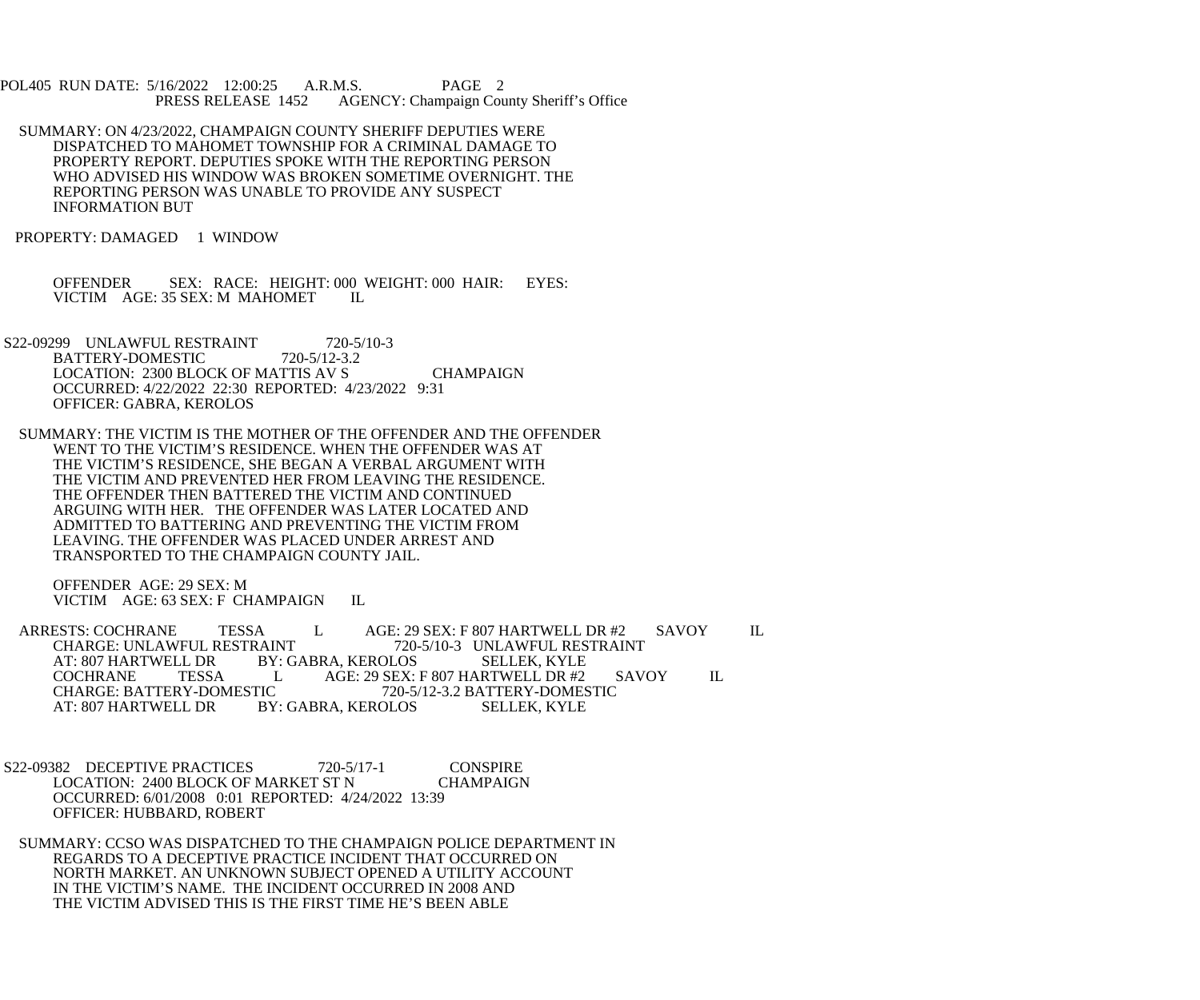SUMMARY: ON 4/23/2022, CHAMPAIGN COUNTY SHERIFF DEPUTIES WERE DISPATCHED TO MAHOMET TOWNSHIP FOR A CRIMINAL DAMAGE TO PROPERTY REPORT. DEPUTIES SPOKE WITH THE REPORTING PERSON WHO ADVISED HIS WINDOW WAS BROKEN SOMETIME OVERNIGHT. THE REPORTING PERSON WAS UNABLE TO PROVIDE ANY SUSPECT INFORMATION BUT

PROPERTY: DAMAGED 1 WINDOW

OFFENDER SEX: RACE: HEIGHT: 000 WEIGHT: 000 HAIR: EYES:
VICTIM AGE: 35 SEX: M MAHOMET IL

S22-09299 UNLAWFUL RESTRAINT 720-5/10-3
BATTERY-DOMESTIC 720-5/12-3.2
LOCATION: 2300 BLOCK OF MATTIS AV S CHAMPAIGN
OCCURRED: 4/22/2022 22:30 REPORTED: 4/23/2022 9:31
OFFICER: GABRA, KEROLOS

SUMMARY: THE VICTIM IS THE MOTHER OF THE OFFENDER AND THE OFFENDER WENT TO THE VICTIM'S RESIDENCE. WHEN THE OFFENDER WAS AT THE VICTIM'S RESIDENCE, SHE BEGAN A VERBAL ARGUMENT WITH THE VICTIM AND PREVENTED HER FROM LEAVING THE RESIDENCE. THE OFFENDER THEN BATTERED THE VICTIM AND CONTINUED ARGUING WITH HER. THE OFFENDER WAS LATER LOCATED AND ADMITTED TO BATTERING AND PREVENTING THE VICTIM FROM LEAVING. THE OFFENDER WAS PLACED UNDER ARREST AND TRANSPORTED TO THE CHAMPAIGN COUNTY JAIL.

OFFENDER AGE: 29 SEX: M
VICTIM AGE: 63 SEX: F CHAMPAIGN IL

ARRESTS: COCHRANE TESSA L AGE: 29 SEX: F 807 HARTWELL DR #2 SAVOY IL
CHARGE: UNLAWFUL RESTRAINT 720-5/10-3 UNLAWFUL RESTRAINT
AT: 807 HARTWELL DR BY: GABRA, KEROLOS SELLEK, KYLE
COCHRANE TESSA L AGE: 29 SEX: F 807 HARTWELL DR #2 SAVOY IL
CHARGE: BATTERY-DOMESTIC 720-5/12-3.2 BATTERY-DOMESTIC
AT: 807 HARTWELL DR BY: GABRA, KEROLOS SELLEK, KYLE

S22-09382 DECEPTIVE PRACTICES 720-5/17-1 CONSPIRE
LOCATION: 2400 BLOCK OF MARKET ST N CHAMPAIGN
OCCURRED: 6/01/2008 0:01 REPORTED: 4/24/2022 13:39
OFFICER: HUBBARD, ROBERT

SUMMARY: CCSO WAS DISPATCHED TO THE CHAMPAIGN POLICE DEPARTMENT IN REGARDS TO A DECEPTIVE PRACTICE INCIDENT THAT OCCURRED ON NORTH MARKET. AN UNKNOWN SUBJECT OPENED A UTILITY ACCOUNT IN THE VICTIM'S NAME. THE INCIDENT OCCURRED IN 2008 AND THE VICTIM ADVISED THIS IS THE FIRST TIME HE'S BEEN ABLE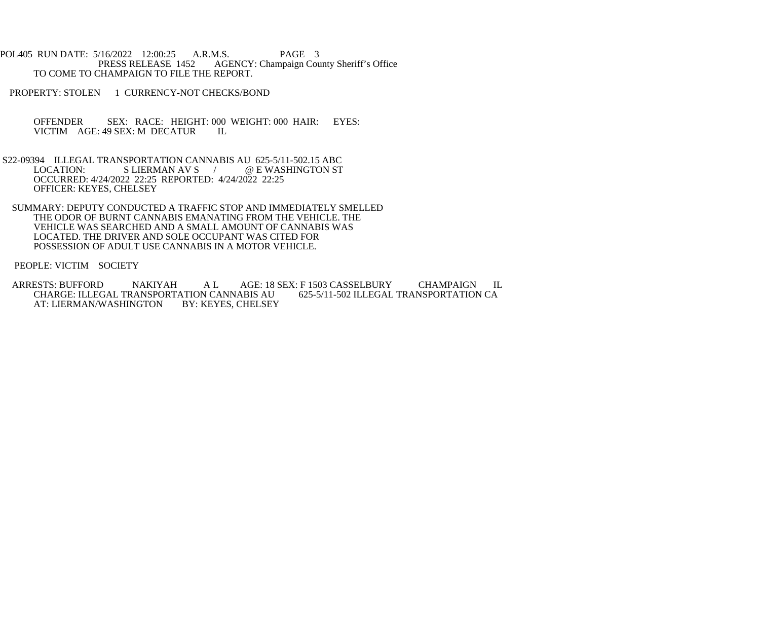TO COME TO CHAMPAIGN TO FILE THE REPORT.

PROPERTY: STOLEN 1 CURRENCY-NOT CHECKS/BOND

OFFENDER SEX: RACE: HEIGHT: 000 WEIGHT: 000 HAIR: EYES:
VICTIM AGE: 49 SEX: M DECATUR IL

S22-09394 ILLEGAL TRANSPORTATION CANNABIS AU 625-5/11-502.15 ABC
LOCATION: S LIERMAN AV S / @ E WASHINGTON ST
OCCURRED: 4/24/2022 22:25 REPORTED: 4/24/2022 22:25
OFFICER: KEYES, CHELSEY

SUMMARY: DEPUTY CONDUCTED A TRAFFIC STOP AND IMMEDIATELY SMELLED THE ODOR OF BURNT CANNABIS EMANATING FROM THE VEHICLE. THE VEHICLE WAS SEARCHED AND A SMALL AMOUNT OF CANNABIS WAS LOCATED. THE DRIVER AND SOLE OCCUPANT WAS CITED FOR POSSESSION OF ADULT USE CANNABIS IN A MOTOR VEHICLE.

PEOPLE: VICTIM SOCIETY

ARRESTS: BUFFORD NAKIYAH A L AGE: 18 SEX: F 1503 CASSELBURY CHAMPAIGN IL
CHARGE: ILLEGAL TRANSPORTATION CANNABIS AU 625-5/11-502 ILLEGAL TRANSPORTATION CA
AT: LIERMAN/WASHINGTON BY: KEYES, CHELSEY